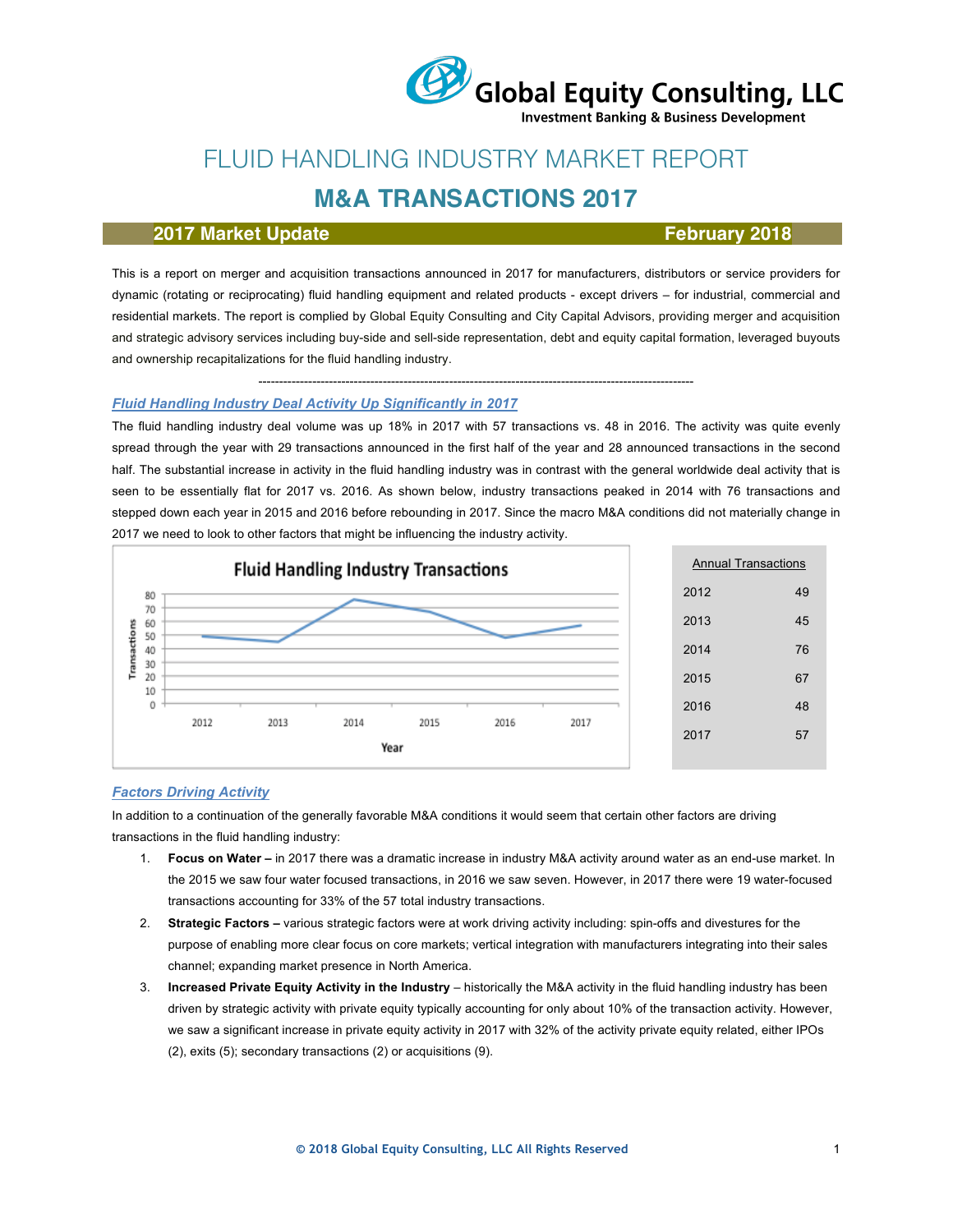Global Equity Consulting, LLC
Investment Banking & Business Development

# FLUID HANDLING INDUSTRY MARKET REPORT

# M&A TRANSACTIONS 2017

**2017 Market Update** **February 2018**

This is a report on merger and acquisition transactions announced in 2017 for manufacturers, distributors or service providers for dynamic (rotating or reciprocating) fluid handling equipment and related products - except drivers – for industrial, commercial and residential markets. The report is complied by Global Equity Consulting and City Capital Advisors, providing merger and acquisition and strategic advisory services including buy-side and sell-side representation, debt and equity capital formation, leveraged buyouts and ownership recapitalizations for the fluid handling industry.

---

## *Fluid Handling Industry Deal Activity Up Significantly in 2017*

The fluid handling industry deal volume was up 18% in 2017 with 57 transactions vs. 48 in 2016. The activity was quite evenly spread through the year with 29 transactions announced in the first half of the year and 28 announced transactions in the second half. The substantial increase in activity in the fluid handling industry was in contrast with the general worldwide deal activity that is seen to be essentially flat for 2017 vs. 2016. As shown below, industry transactions peaked in 2014 with 76 transactions and stepped down each year in 2015 and 2016 before rebounding in 2017. Since the macro M&A conditions did not materially change in 2017 we need to look to other factors that might be influencing the industry activity.

**Fluid Handling Industry Transactions**

| Annual Transactions | |
|---|---|
| 2012 | 49 |
| 2013 | 45 |
| 2014 | 76 |
| 2015 | 67 |
| 2016 | 48 |
| 2017 | 57 |

## *Factors Driving Activity*

In addition to a continuation of the generally favorable M&A conditions it would seem that certain other factors are driving transactions in the fluid handling industry:

1. **Focus on Water –** in 2017 there was a dramatic increase in industry M&A activity around water as an end-use market. In the 2015 we saw four water focused transactions, in 2016 we saw seven. However, in 2017 there were 19 water-focused transactions accounting for 33% of the 57 total industry transactions.
2. **Strategic Factors –** various strategic factors were at work driving activity including: spin-offs and divestures for the purpose of enabling more clear focus on core markets; vertical integration with manufacturers integrating into their sales channel; expanding market presence in North America.
3. **Increased Private Equity Activity in the Industry** – historically the M&A activity in the fluid handling industry has been driven by strategic activity with private equity typically accounting for only about 10% of the transaction activity. However, we saw a significant increase in private equity activity in 2017 with 32% of the activity private equity related, either IPOs (2), exits (5); secondary transactions (2) or acquisitions (9).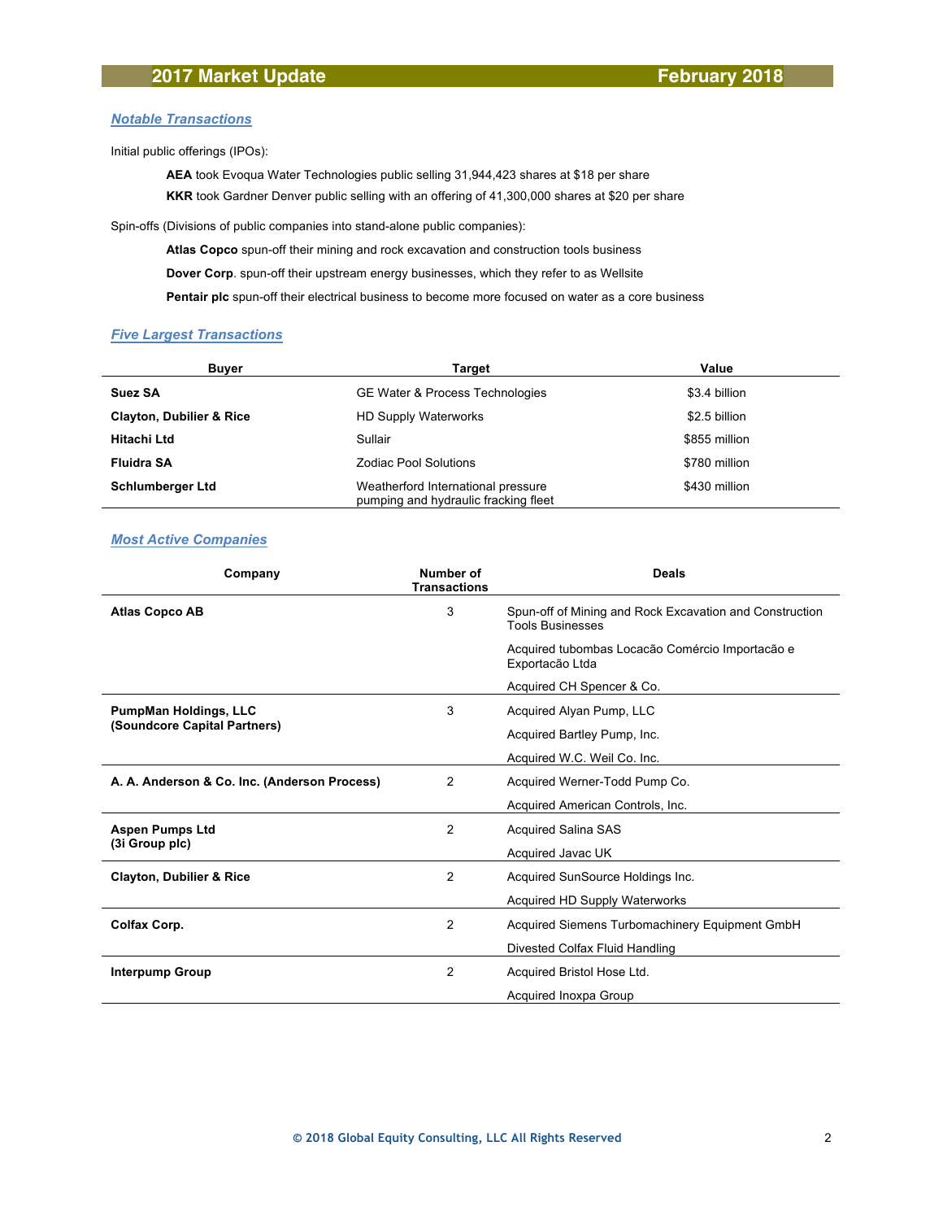## Notable Transactions

Initial public offerings (IPOs):

**AEA** took Evoqua Water Technologies public selling 31,944,423 shares at $18 per share

**KKR** took Gardner Denver public selling with an offering of 41,300,000 shares at $20 per share

Spin-offs (Divisions of public companies into stand-alone public companies):

**Atlas Copco** spun-off their mining and rock excavation and construction tools business

**Dover Corp**. spun-off their upstream energy businesses, which they refer to as Wellsite

**Pentair plc** spun-off their electrical business to become more focused on water as a core business

## Five Largest Transactions

| Buyer | Target | Value |
|---|---|---|
| **Suez SA** | GE Water & Process Technologies | $3.4 billion |
| **Clayton, Dubilier & Rice** | HD Supply Waterworks | $2.5 billion |
| **Hitachi Ltd** | Sullair | $855 million |
| **Fluidra SA** | Zodiac Pool Solutions | $780 million |
| **Schlumberger Ltd** | Weatherford International pressure pumping and hydraulic fracking fleet | $430 million |

## Most Active Companies

| Company | Number of Transactions | Deals |
|---|---|---|
| **Atlas Copco AB** | 3 | Spun-off of Mining and Rock Excavation and Construction Tools Businesses |
| | | Acquired tubombas Locacão Comércio Importacão e Exportacão Ltda |
| | | Acquired CH Spencer & Co. |
| **PumpMan Holdings, LLC (Soundcore Capital Partners)** | 3 | Acquired Alyan Pump, LLC |
| | | Acquired Bartley Pump, Inc. |
| | | Acquired W.C. Weil Co. Inc. |
| **A. A. Anderson & Co. Inc. (Anderson Process)** | 2 | Acquired Werner-Todd Pump Co. |
| | | Acquired American Controls, Inc. |
| **Aspen Pumps Ltd (3i Group plc)** | 2 | Acquired Salina SAS |
| | | Acquired Javac UK |
| **Clayton, Dubilier & Rice** | 2 | Acquired SunSource Holdings Inc. |
| | | Acquired HD Supply Waterworks |
| **Colfax Corp.** | 2 | Acquired Siemens Turbomachinery Equipment GmbH |
| | | Divested Colfax Fluid Handling |
| **Interpump Group** | 2 | Acquired Bristol Hose Ltd. |
| | | Acquired Inoxpa Group |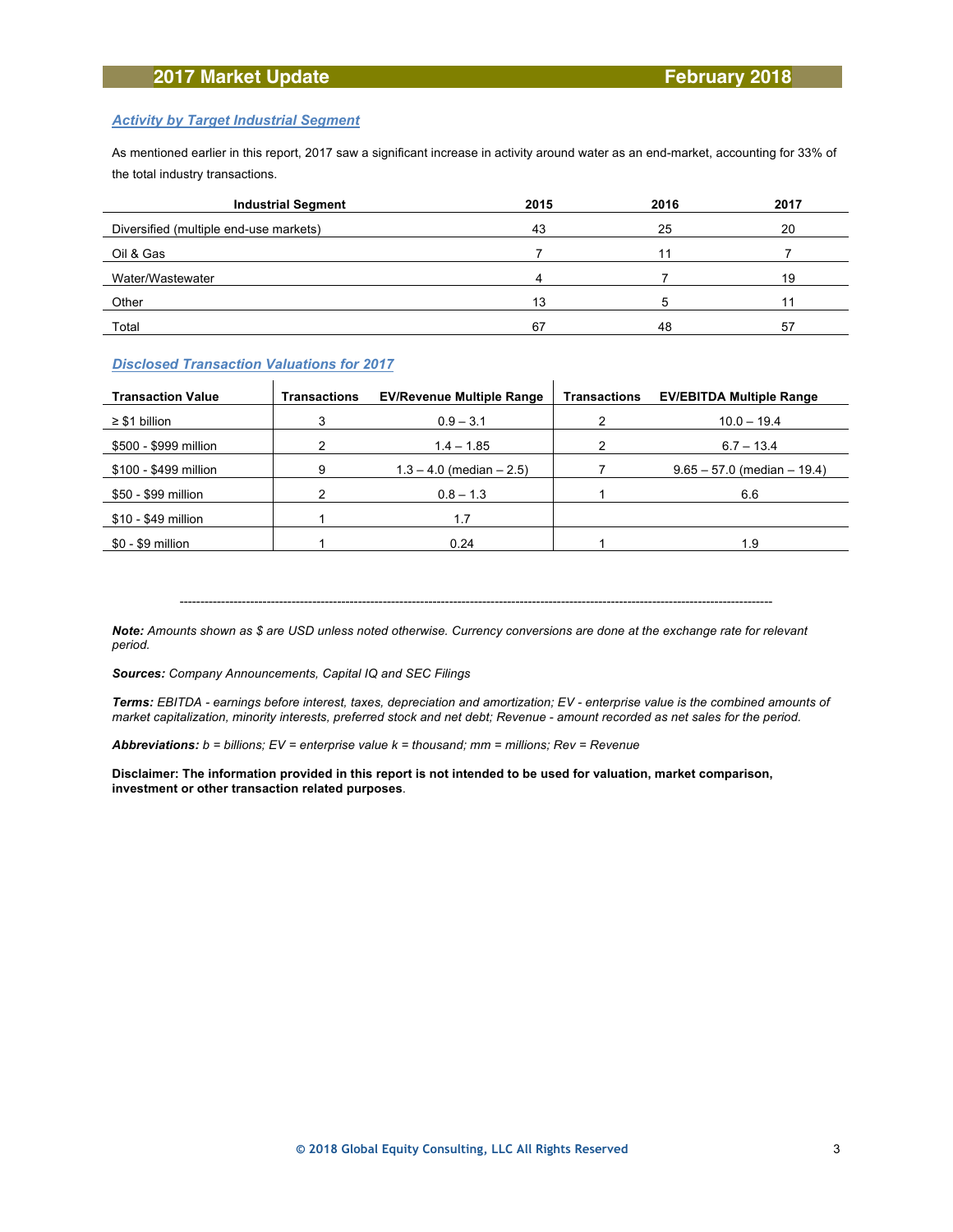## *Activity by Target Industrial Segment*

As mentioned earlier in this report, 2017 saw a significant increase in activity around water as an end-market, accounting for 33% of the total industry transactions.

| Industrial Segment | 2015 | 2016 | 2017 |
|---|---|---|---|
| Diversified (multiple end-use markets) | 43 | 25 | 20 |
| Oil & Gas | 7 | 11 | 7 |
| Water/Wastewater | 4 | 7 | 19 |
| Other | 13 | 5 | 11 |
| Total | 67 | 48 | 57 |

## *Disclosed Transaction Valuations for 2017*

| Transaction Value | Transactions | EV/Revenue Multiple Range | Transactions | EV/EBITDA Multiple Range |
|---|---|---|---|---|
| ≥ $1 billion | 3 | 0.9 – 3.1 | 2 | 10.0 – 19.4 |
| $500 - $999 million | 2 | 1.4 – 1.85 | 2 | 6.7 – 13.4 |
| $100 - $499 million | 9 | 1.3 – 4.0 (median – 2.5) | 7 | 9.65 – 57.0 (median – 19.4) |
| $50 - $99 million | 2 | 0.8 – 1.3 | 1 | 6.6 |
| $10 - $49 million | 1 | 1.7 | | |
| $0 - $9 million | 1 | 0.24 | 1 | 1.9 |

---

***Note:*** *Amounts shown as $ are USD unless noted otherwise. Currency conversions are done at the exchange rate for relevant period.*

***Sources:*** *Company Announcements, Capital IQ and SEC Filings*

***Terms:*** *EBITDA - earnings before interest, taxes, depreciation and amortization; EV - enterprise value is the combined amounts of market capitalization, minority interests, preferred stock and net debt; Revenue - amount recorded as net sales for the period.*

***Abbreviations:*** *b = billions; EV = enterprise value k = thousand; mm = millions; Rev = Revenue*

**Disclaimer: The information provided in this report is not intended to be used for valuation, market comparison, investment or other transaction related purposes**.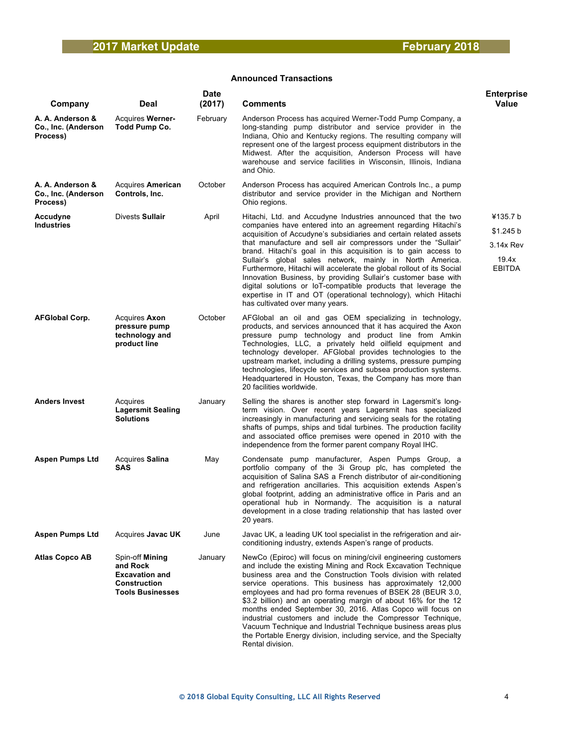## Announced Transactions

| Company | Deal | Date (2017) | Comments | Enterprise Value |
|---|---|---|---|---|
| **A. A. Anderson & Co., Inc. (Anderson Process)** | Acquires **Werner-Todd Pump Co.** | February | Anderson Process has acquired Werner-Todd Pump Company, a long-standing pump distributor and service provider in the Indiana, Ohio and Kentucky regions. The resulting company will represent one of the largest process equipment distributors in the Midwest. After the acquisition, Anderson Process will have warehouse and service facilities in Wisconsin, Illinois, Indiana and Ohio. | |
| **A. A. Anderson & Co., Inc. (Anderson Process)** | Acquires **American Controls, Inc.** | October | Anderson Process has acquired American Controls Inc., a pump distributor and service provider in the Michigan and Northern Ohio regions. | |
| **Accudyne Industries** | Divests **Sullair** | April | Hitachi, Ltd. and Accudyne Industries announced that the two companies have entered into an agreement regarding Hitachi's acquisition of Accudyne's subsidiaries and certain related assets that manufacture and sell air compressors under the "Sullair" brand. Hitachi's goal in this acquisition is to gain access to Sullair's global sales network, mainly in North America. Furthermore, Hitachi will accelerate the global rollout of its Social Innovation Business, by providing Sullair's customer base with digital solutions or IoT-compatible products that leverage the expertise in IT and OT (operational technology), which Hitachi has cultivated over many years. | ¥135.7 b<br>$1.245 b<br>3.14x Rev<br>19.4x EBITDA |
| **AFGlobal Corp.** | Acquires **Axon pressure pump technology and product line** | October | AFGlobal an oil and gas OEM specializing in technology, products, and services announced that it has acquired the Axon pressure pump technology and product line from Amkin Technologies, LLC, a privately held oilfield equipment and technology developer. AFGlobal provides technologies to the upstream market, including a drilling systems, pressure pumping technologies, lifecycle services and subsea production systems. Headquartered in Houston, Texas, the Company has more than 20 facilities worldwide. | |
| **Anders Invest** | Acquires **Lagersmit Sealing Solutions** | January | Selling the shares is another step forward in Lagersmit's long-term vision. Over recent years Lagersmit has specialized increasingly in manufacturing and servicing seals for the rotating shafts of pumps, ships and tidal turbines. The production facility and associated office premises were opened in 2010 with the independence from the former parent company Royal IHC. | |
| **Aspen Pumps Ltd** | Acquires **Salina SAS** | May | Condensate pump manufacturer, Aspen Pumps Group, a portfolio company of the 3i Group plc, has completed the acquisition of Salina SAS a French distributor of air-conditioning and refrigeration ancillaries. This acquisition extends Aspen's global footprint, adding an administrative office in Paris and an operational hub in Normandy. The acquisition is a natural development in a close trading relationship that has lasted over 20 years. | |
| **Aspen Pumps Ltd** | Acquires **Javac UK** | June | Javac UK, a leading UK tool specialist in the refrigeration and air-conditioning industry, extends Aspen's range of products. | |
| **Atlas Copco AB** | Spin-off **Mining and Rock Excavation and Construction Tools Businesses** | January | NewCo (Epiroc) will focus on mining/civil engineering customers and include the existing Mining and Rock Excavation Technique business area and the Construction Tools division with related service operations. This business has approximately 12,000 employees and had pro forma revenues of BSEK 28 (BEUR 3.0, $3.2 billion) and an operating margin of about 16% for the 12 months ended September 30, 2016. Atlas Copco will focus on industrial customers and include the Compressor Technique, Vacuum Technique and Industrial Technique business areas plus the Portable Energy division, including service, and the Specialty Rental division. | |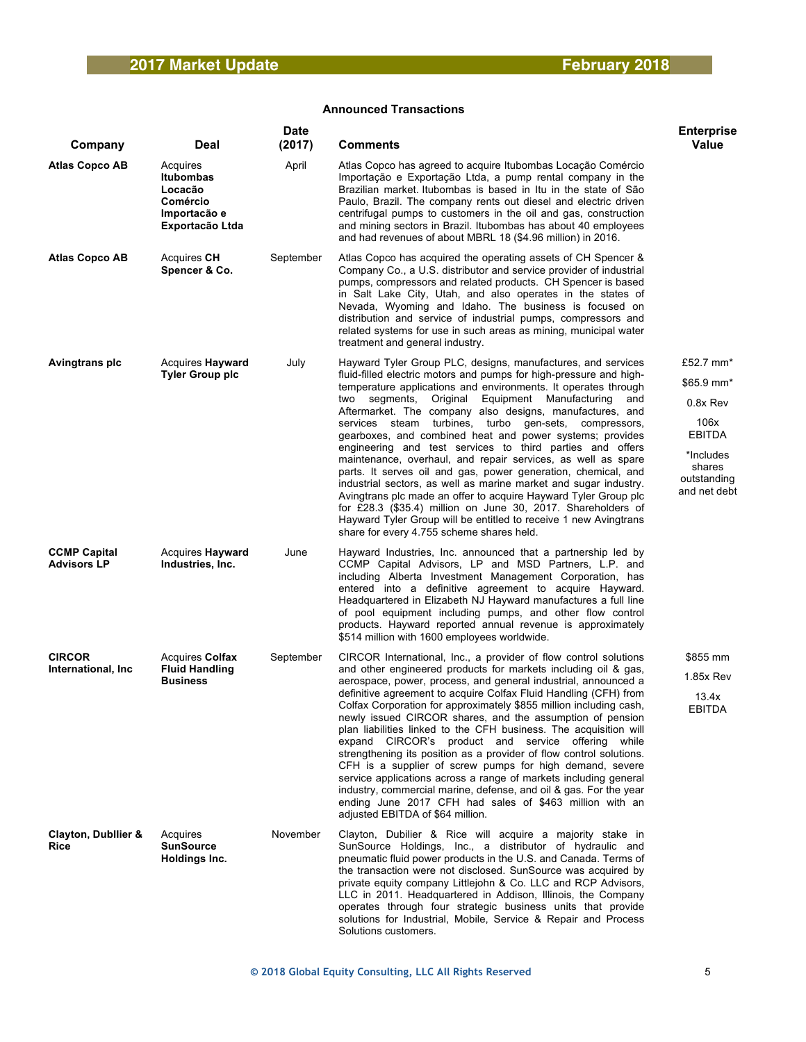## Announced Transactions

| Company | Deal | Date (2017) | Comments | Enterprise Value |
|---|---|---|---|---|
| **Atlas Copco AB** | Acquires **Itubombas Locacão Comércio Importacão e Exportacão Ltda** | April | Atlas Copco has agreed to acquire Itubombas Locação Comércio Importação e Exportação Ltda, a pump rental company in the Brazilian market. Itubombas is based in Itu in the state of São Paulo, Brazil. The company rents out diesel and electric driven centrifugal pumps to customers in the oil and gas, construction and mining sectors in Brazil. Itubombas has about 40 employees and had revenues of about MBRL 18 ($4.96 million) in 2016. | |
| **Atlas Copco AB** | Acquires **CH Spencer & Co.** | September | Atlas Copco has acquired the operating assets of CH Spencer & Company Co., a U.S. distributor and service provider of industrial pumps, compressors and related products. CH Spencer is based in Salt Lake City, Utah, and also operates in the states of Nevada, Wyoming and Idaho. The business is focused on distribution and service of industrial pumps, compressors and related systems for use in such areas as mining, municipal water treatment and general industry. | |
| **Avingtrans plc** | Acquires **Hayward Tyler Group plc** | July | Hayward Tyler Group PLC, designs, manufactures, and services fluid-filled electric motors and pumps for high-pressure and high-temperature applications and environments. It operates through two segments, Original Equipment Manufacturing and Aftermarket. The company also designs, manufactures, and services steam turbines, turbo gen-sets, compressors, gearboxes, and combined heat and power systems; provides engineering and test services to third parties and offers maintenance, overhaul, and repair services, as well as spare parts. It serves oil and gas, power generation, chemical, and industrial sectors, as well as marine market and sugar industry. Avingtrans plc made an offer to acquire Hayward Tyler Group plc for £28.3 ($35.4) million on June 30, 2017. Shareholders of Hayward Tyler Group will be entitled to receive 1 new Avingtrans share for every 4.755 scheme shares held. | £52.7 mm*<br>$65.9 mm*<br>0.8x Rev<br>106x EBITDA<br>*Includes shares outstanding and net debt |
| **CCMP Capital Advisors LP** | Acquires **Hayward Industries, Inc.** | June | Hayward Industries, Inc. announced that a partnership led by CCMP Capital Advisors, LP and MSD Partners, L.P. and including Alberta Investment Management Corporation, has entered into a definitive agreement to acquire Hayward. Headquartered in Elizabeth NJ Hayward manufactures a full line of pool equipment including pumps, and other flow control products. Hayward reported annual revenue is approximately $514 million with 1600 employees worldwide. | |
| **CIRCOR International, Inc** | Acquires **Colfax Fluid Handling Business** | September | CIRCOR International, Inc., a provider of flow control solutions and other engineered products for markets including oil & gas, aerospace, power, process, and general industrial, announced a definitive agreement to acquire Colfax Fluid Handling (CFH) from Colfax Corporation for approximately $855 million including cash, newly issued CIRCOR shares, and the assumption of pension plan liabilities linked to the CFH business. The acquisition will expand CIRCOR's product and service offering while strengthening its position as a provider of flow control solutions. CFH is a supplier of screw pumps for high demand, severe service applications across a range of markets including general industry, commercial marine, defense, and oil & gas. For the year ending June 2017 CFH had sales of $463 million with an adjusted EBITDA of $64 million. | $855 mm<br>1.85x Rev<br>13.4x EBITDA |
| **Clayton, Dubllier & Rice** | Acquires **SunSource Holdings Inc.** | November | Clayton, Dubilier & Rice will acquire a majority stake in SunSource Holdings, Inc., a distributor of hydraulic and pneumatic fluid power products in the U.S. and Canada. Terms of the transaction were not disclosed. SunSource was acquired by private equity company Littlejohn & Co. LLC and RCP Advisors, LLC in 2011. Headquartered in Addison, Illinois, the Company operates through four strategic business units that provide solutions for Industrial, Mobile, Service & Repair and Process Solutions customers. | |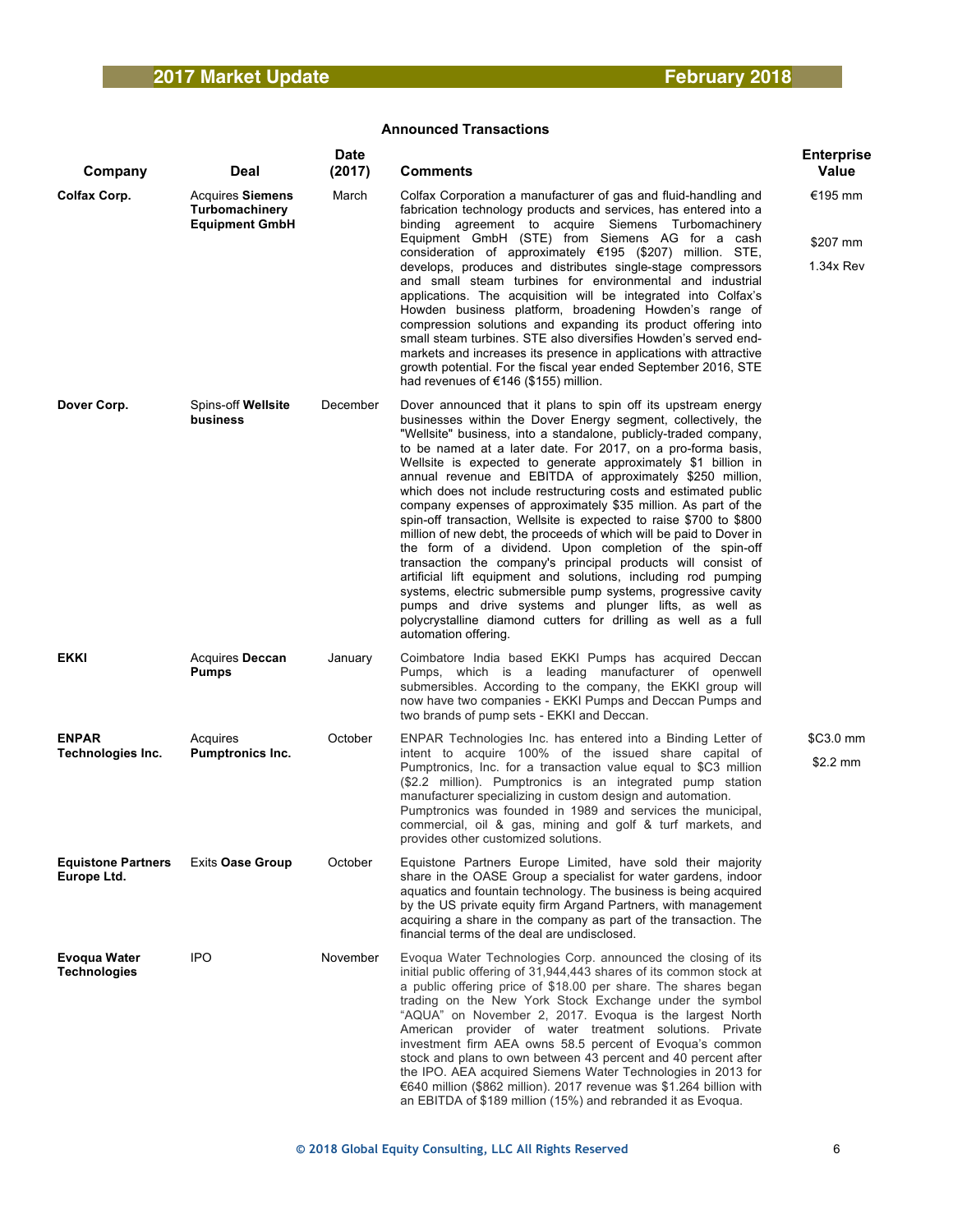## Announced Transactions

| Company | Deal | Date (2017) | Comments | Enterprise Value |
|---|---|---|---|---|
| **Colfax Corp.** | Acquires **Siemens Turbomachinery Equipment GmbH** | March | Colfax Corporation a manufacturer of gas and fluid-handling and fabrication technology products and services, has entered into a binding agreement to acquire Siemens Turbomachinery Equipment GmbH (STE) from Siemens AG for a cash consideration of approximately €195 ($207) million. STE, develops, produces and distributes single-stage compressors and small steam turbines for environmental and industrial applications. The acquisition will be integrated into Colfax's Howden business platform, broadening Howden's range of compression solutions and expanding its product offering into small steam turbines. STE also diversifies Howden's served end-markets and increases its presence in applications with attractive growth potential. For the fiscal year ended September 2016, STE had revenues of €146 ($155) million. | €195 mm<br><br>$207 mm<br><br>1.34x Rev |
| **Dover Corp.** | Spins-off **Wellsite business** | December | Dover announced that it plans to spin off its upstream energy businesses within the Dover Energy segment, collectively, the "Wellsite" business, into a standalone, publicly-traded company, to be named at a later date. For 2017, on a pro-forma basis, Wellsite is expected to generate approximately $1 billion in annual revenue and EBITDA of approximately $250 million, which does not include restructuring costs and estimated public company expenses of approximately $35 million. As part of the spin-off transaction, Wellsite is expected to raise $700 to $800 million of new debt, the proceeds of which will be paid to Dover in the form of a dividend. Upon completion of the spin-off transaction the company's principal products will consist of artificial lift equipment and solutions, including rod pumping systems, electric submersible pump systems, progressive cavity pumps and drive systems and plunger lifts, as well as polycrystalline diamond cutters for drilling as well as a full automation offering. | |
| **EKKI** | Acquires **Deccan Pumps** | January | Coimbatore India based EKKI Pumps has acquired Deccan Pumps, which is a leading manufacturer of openwell submersibles. According to the company, the EKKI group will now have two companies - EKKI Pumps and Deccan Pumps and two brands of pump sets - EKKI and Deccan. | |
| **ENPAR Technologies Inc.** | Acquires **Pumptronics Inc.** | October | ENPAR Technologies Inc. has entered into a Binding Letter of intent to acquire 100% of the issued share capital of Pumptronics, Inc. for a transaction value equal to $C3 million ($2.2 million). Pumptronics is an integrated pump station manufacturer specializing in custom design and automation. Pumptronics was founded in 1989 and services the municipal, commercial, oil & gas, mining and golf & turf markets, and provides other customized solutions. | $C3.0 mm<br><br>$2.2 mm |
| **Equistone Partners Europe Ltd.** | Exits **Oase Group** | October | Equistone Partners Europe Limited, have sold their majority share in the OASE Group a specialist for water gardens, indoor aquatics and fountain technology. The business is being acquired by the US private equity firm Argand Partners, with management acquiring a share in the company as part of the transaction. The financial terms of the deal are undisclosed. | |
| **Evoqua Water Technologies** | IPO | November | Evoqua Water Technologies Corp. announced the closing of its initial public offering of 31,944,443 shares of its common stock at a public offering price of $18.00 per share. The shares began trading on the New York Stock Exchange under the symbol "AQUA" on November 2, 2017. Evoqua is the largest North American provider of water treatment solutions. Private investment firm AEA owns 58.5 percent of Evoqua's common stock and plans to own between 43 percent and 40 percent after the IPO. AEA acquired Siemens Water Technologies in 2013 for €640 million ($862 million). 2017 revenue was $1.264 billion with an EBITDA of $189 million (15%) and rebranded it as Evoqua. | |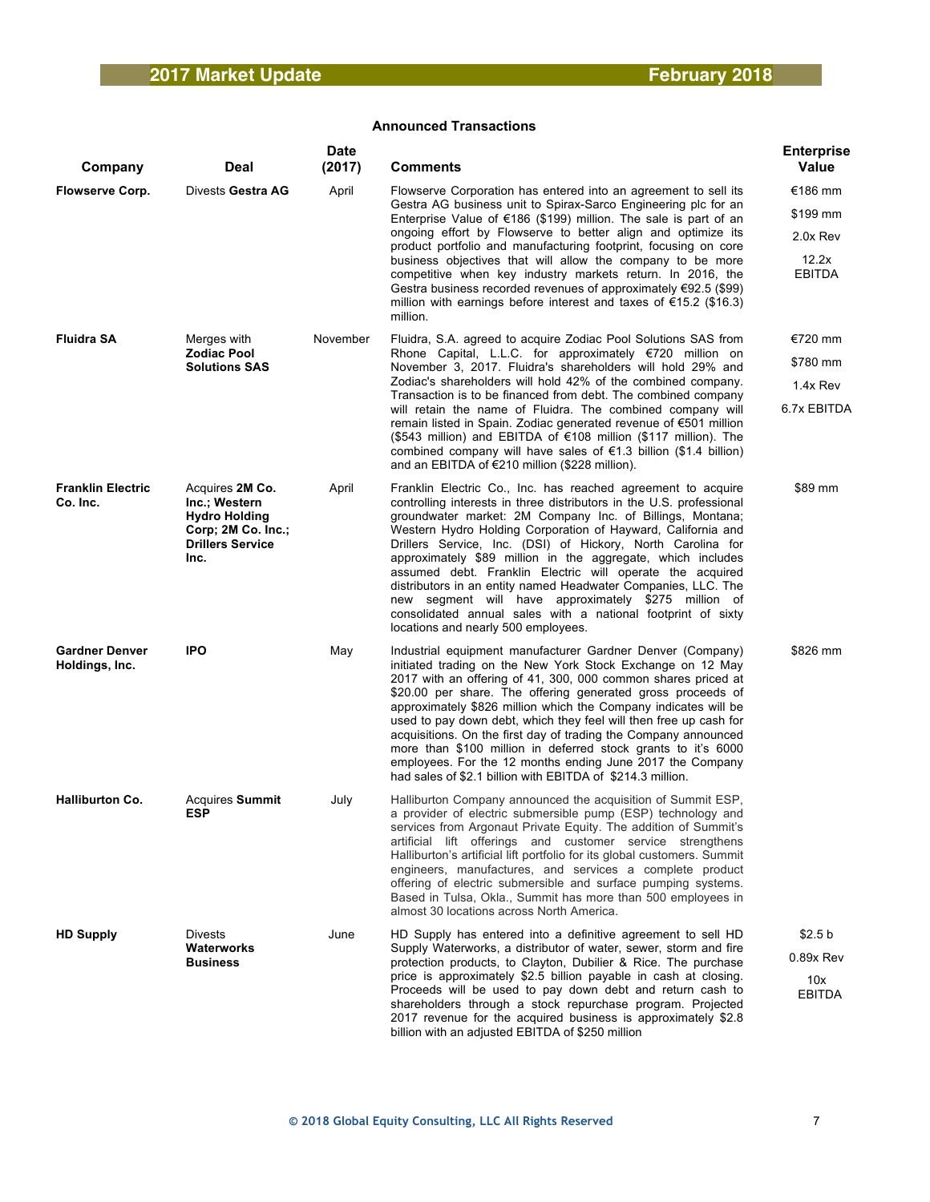## Announced Transactions

| Company | Deal | Date (2017) | Comments | Enterprise Value |
|---|---|---|---|---|
| **Flowserve Corp.** | Divests **Gestra AG** | April | Flowserve Corporation has entered into an agreement to sell its Gestra AG business unit to Spirax-Sarco Engineering plc for an Enterprise Value of €186 ($199) million. The sale is part of an ongoing effort by Flowserve to better align and optimize its product portfolio and manufacturing footprint, focusing on core business objectives that will allow the company to be more competitive when key industry markets return. In 2016, the Gestra business recorded revenues of approximately €92.5 ($99) million with earnings before interest and taxes of €15.2 ($16.3) million. | €186 mm<br>$199 mm<br>2.0x Rev<br>12.2x EBITDA |
| **Fluidra SA** | Merges with **Zodiac Pool Solutions SAS** | November | Fluidra, S.A. agreed to acquire Zodiac Pool Solutions SAS from Rhone Capital, L.L.C. for approximately €720 million on November 3, 2017. Fluidra's shareholders will hold 29% and Zodiac's shareholders will hold 42% of the combined company. Transaction is to be financed from debt. The combined company will retain the name of Fluidra. The combined company will remain listed in Spain. Zodiac generated revenue of €501 million ($543 million) and EBITDA of €108 million ($117 million). The combined company will have sales of €1.3 billion ($1.4 billion) and an EBITDA of €210 million ($228 million). | €720 mm<br>$780 mm<br>1.4x Rev<br>6.7x EBITDA |
| **Franklin Electric Co. Inc.** | Acquires **2M Co. Inc.; Western Hydro Holding Corp; 2M Co. Inc.; Drillers Service Inc.** | April | Franklin Electric Co., Inc. has reached agreement to acquire controlling interests in three distributors in the U.S. professional groundwater market: 2M Company Inc. of Billings, Montana; Western Hydro Holding Corporation of Hayward, California and Drillers Service, Inc. (DSI) of Hickory, North Carolina for approximately $89 million in the aggregate, which includes assumed debt. Franklin Electric will operate the acquired distributors in an entity named Headwater Companies, LLC. The new segment will have approximately $275 million of consolidated annual sales with a national footprint of sixty locations and nearly 500 employees. | $89 mm |
| **Gardner Denver Holdings, Inc.** | **IPO** | May | Industrial equipment manufacturer Gardner Denver (Company) initiated trading on the New York Stock Exchange on 12 May 2017 with an offering of 41, 300, 000 common shares priced at $20.00 per share. The offering generated gross proceeds of approximately $826 million which the Company indicates will be used to pay down debt, which they feel will then free up cash for acquisitions. On the first day of trading the Company announced more than $100 million in deferred stock grants to it's 6000 employees. For the 12 months ending June 2017 the Company had sales of $2.1 billion with EBITDA of $214.3 million. | $826 mm |
| **Halliburton Co.** | Acquires **Summit ESP** | July | Halliburton Company announced the acquisition of Summit ESP, a provider of electric submersible pump (ESP) technology and services from Argonaut Private Equity. The addition of Summit's artificial lift offerings and customer service strengthens Halliburton's artificial lift portfolio for its global customers. Summit engineers, manufactures, and services a complete product offering of electric submersible and surface pumping systems. Based in Tulsa, Okla., Summit has more than 500 employees in almost 30 locations across North America. | |
| **HD Supply** | Divests **Waterworks Business** | June | HD Supply has entered into a definitive agreement to sell HD Supply Waterworks, a distributor of water, sewer, storm and fire protection products, to Clayton, Dubilier & Rice. The purchase price is approximately $2.5 billion payable in cash at closing. Proceeds will be used to pay down debt and return cash to shareholders through a stock repurchase program. Projected 2017 revenue for the acquired business is approximately $2.8 billion with an adjusted EBITDA of $250 million | $2.5 b<br>0.89x Rev<br>10x EBITDA |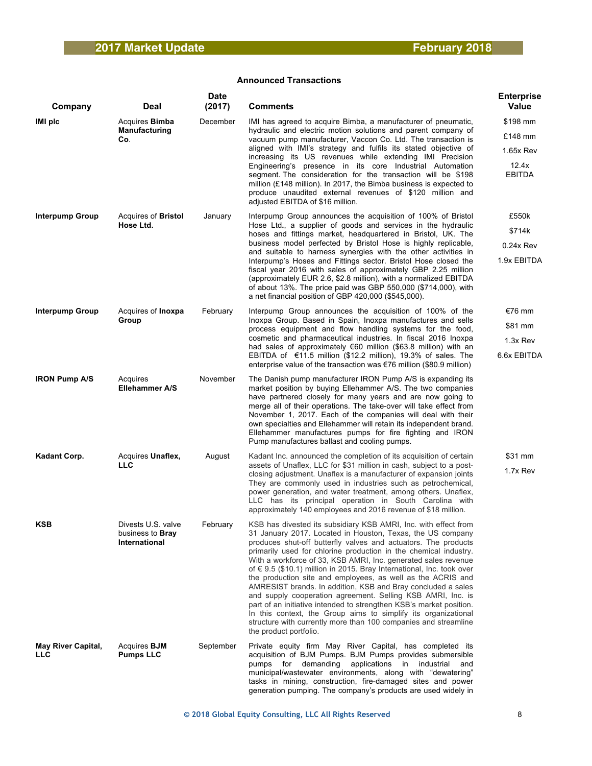### Announced Transactions

| Company | Deal | Date (2017) | Comments | Enterprise Value |
|---|---|---|---|---|
| **IMI plc** | Acquires **Bimba Manufacturing Co**. | December | IMI has agreed to acquire Bimba, a manufacturer of pneumatic, hydraulic and electric motion solutions and parent company of vacuum pump manufacturer, Vaccon Co. Ltd. The transaction is aligned with IMI's strategy and fulfils its stated objective of increasing its US revenues while extending IMI Precision Engineering's presence in its core Industrial Automation segment. The consideration for the transaction will be $198 million (£148 million). In 2017, the Bimba business is expected to produce unaudited external revenues of $120 million and adjusted EBITDA of $16 million. | $198 mm<br>£148 mm<br>1.65x Rev<br>12.4x EBITDA |
| **Interpump Group** | Acquires of **Bristol Hose Ltd.** | January | Interpump Group announces the acquisition of 100% of Bristol Hose Ltd., a supplier of goods and services in the hydraulic hoses and fittings market, headquartered in Bristol, UK. The business model perfected by Bristol Hose is highly replicable, and suitable to harness synergies with the other activities in Interpump's Hoses and Fittings sector. Bristol Hose closed the fiscal year 2016 with sales of approximately GBP 2.25 million (approximately EUR 2.6, $2.8 million), with a normalized EBITDA of about 13%. The price paid was GBP 550,000 ($714,000), with a net financial position of GBP 420,000 ($545,000). | £550k<br>$714k<br>0.24x Rev<br>1.9x EBITDA |
| **Interpump Group** | Acquires of **Inoxpa Group** | February | Interpump Group announces the acquisition of 100% of the Inoxpa Group. Based in Spain, Inoxpa manufactures and sells process equipment and flow handling systems for the food, cosmetic and pharmaceutical industries. In fiscal 2016 Inoxpa had sales of approximately €60 million ($63.8 million) with an EBITDA of €11.5 million ($12.2 million), 19.3% of sales. The enterprise value of the transaction was €76 million ($80.9 million) | €76 mm<br>$81 mm<br>1.3x Rev<br>6.6x EBITDA |
| **IRON Pump A/S** | Acquires **Ellehammer A/S** | November | The Danish pump manufacturer IRON Pump A/S is expanding its market position by buying Ellehammer A/S. The two companies have partnered closely for many years and are now going to merge all of their operations. The take-over will take effect from November 1, 2017. Each of the companies will deal with their own specialties and Ellehammer will retain its independent brand. Ellehammer manufactures pumps for fire fighting and IRON Pump manufactures ballast and cooling pumps. | |
| **Kadant Corp.** | Acquires **Unaflex, LLC** | August | Kadant Inc. announced the completion of its acquisition of certain assets of Unaflex, LLC for $31 million in cash, subject to a post-closing adjustment. Unaflex is a manufacturer of expansion joints They are commonly used in industries such as petrochemical, power generation, and water treatment, among others. Unaflex, LLC has its principal operation in South Carolina with approximately 140 employees and 2016 revenue of $18 million. | $31 mm<br>1.7x Rev |
| **KSB** | Divests U.S. valve business to **Bray International** | February | KSB has divested its subsidiary KSB AMRI, Inc. with effect from 31 January 2017. Located in Houston, Texas, the US company produces shut-off butterfly valves and actuators. The products primarily used for chlorine production in the chemical industry. With a workforce of 33, KSB AMRI, Inc. generated sales revenue of € 9.5 ($10.1) million in 2015. Bray International, Inc. took over the production site and employees, as well as the ACRIS and AMRESIST brands. In addition, KSB and Bray concluded a sales and supply cooperation agreement. Selling KSB AMRI, Inc. is part of an initiative intended to strengthen KSB's market position. In this context, the Group aims to simplify its organizational structure with currently more than 100 companies and streamline the product portfolio. | |
| **May River Capital, LLC** | Acquires **BJM Pumps LLC** | September | Private equity firm May River Capital, has completed its acquisition of BJM Pumps. BJM Pumps provides submersible pumps for demanding applications in industrial and municipal/wastewater environments, along with "dewatering" tasks in mining, construction, fire-damaged sites and power generation pumping. The company's products are used widely in | |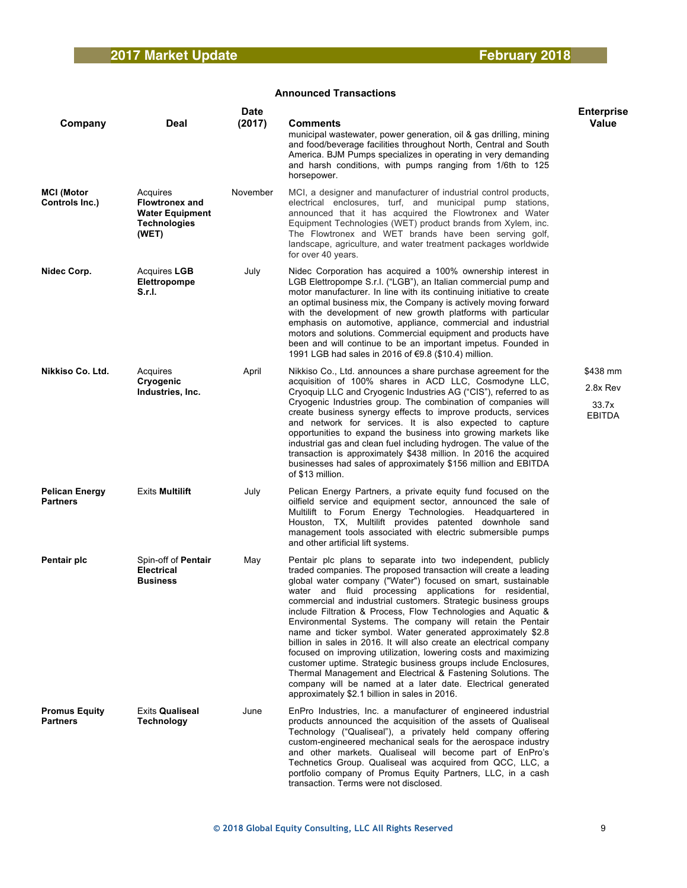## Announced Transactions

| Company | Deal | Date (2017) | Comments | Enterprise Value |
|---|---|---|---|---|
| | | | municipal wastewater, power generation, oil & gas drilling, mining and food/beverage facilities throughout North, Central and South America. BJM Pumps specializes in operating in very demanding and harsh conditions, with pumps ranging from 1/6th to 125 horsepower. | |
| **MCI (Motor Controls Inc.)** | Acquires **Flowtronex and Water Equipment Technologies (WET)** | November | MCI, a designer and manufacturer of industrial control products, electrical enclosures, turf, and municipal pump stations, announced that it has acquired the Flowtronex and Water Equipment Technologies (WET) product brands from Xylem, inc. The Flowtronex and WET brands have been serving golf, landscape, agriculture, and water treatment packages worldwide for over 40 years. | |
| **Nidec Corp.** | Acquires **LGB Elettropompe S.r.l.** | July | Nidec Corporation has acquired a 100% ownership interest in LGB Elettropompe S.r.l. ("LGB"), an Italian commercial pump and motor manufacturer. In line with its continuing initiative to create an optimal business mix, the Company is actively moving forward with the development of new growth platforms with particular emphasis on automotive, appliance, commercial and industrial motors and solutions. Commercial equipment and products have been and will continue to be an important impetus. Founded in 1991 LGB had sales in 2016 of €9.8 ($10.4) million. | |
| **Nikkiso Co. Ltd.** | Acquires **Cryogenic Industries, Inc.** | April | Nikkiso Co., Ltd. announces a share purchase agreement for the acquisition of 100% shares in ACD LLC, Cosmodyne LLC, Cryoquip LLC and Cryogenic Industries AG ("CIS"), referred to as Cryogenic Industries group. The combination of companies will create business synergy effects to improve products, services and network for services. It is also expected to capture opportunities to expand the business into growing markets like industrial gas and clean fuel including hydrogen. The value of the transaction is approximately $438 million. In 2016 the acquired businesses had sales of approximately $156 million and EBITDA of $13 million. | $438 mm<br>2.8x Rev<br>33.7x EBITDA |
| **Pelican Energy Partners** | Exits **Multilift** | July | Pelican Energy Partners, a private equity fund focused on the oilfield service and equipment sector, announced the sale of Multilift to Forum Energy Technologies. Headquartered in Houston, TX, Multilift provides patented downhole sand management tools associated with electric submersible pumps and other artificial lift systems. | |
| **Pentair plc** | Spin-off of **Pentair Electrical Business** | May | Pentair plc plans to separate into two independent, publicly traded companies. The proposed transaction will create a leading global water company ("Water") focused on smart, sustainable water and fluid processing applications for residential, commercial and industrial customers. Strategic business groups include Filtration & Process, Flow Technologies and Aquatic & Environmental Systems. The company will retain the Pentair name and ticker symbol. Water generated approximately $2.8 billion in sales in 2016. It will also create an electrical company focused on improving utilization, lowering costs and maximizing customer uptime. Strategic business groups include Enclosures, Thermal Management and Electrical & Fastening Solutions. The company will be named at a later date. Electrical generated approximately $2.1 billion in sales in 2016. | |
| **Promus Equity Partners** | Exits **Qualiseal Technology** | June | EnPro Industries, Inc. a manufacturer of engineered industrial products announced the acquisition of the assets of Qualiseal Technology ("Qualiseal"), a privately held company offering custom-engineered mechanical seals for the aerospace industry and other markets. Qualiseal will become part of EnPro's Technetics Group. Qualiseal was acquired from QCC, LLC, a portfolio company of Promus Equity Partners, LLC, in a cash transaction. Terms were not disclosed. | |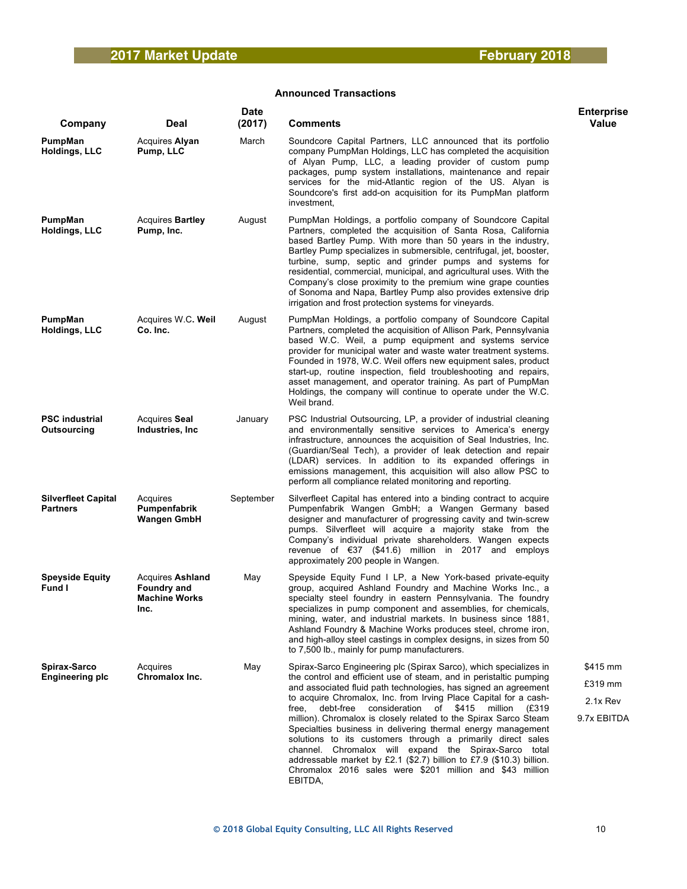## Announced Transactions

| Company | Deal | Date (2017) | Comments | Enterprise Value |
|---|---|---|---|---|
| **PumpMan Holdings, LLC** | Acquires **Alyan Pump, LLC** | March | Soundcore Capital Partners, LLC announced that its portfolio company PumpMan Holdings, LLC has completed the acquisition of Alyan Pump, LLC, a leading provider of custom pump packages, pump system installations, maintenance and repair services for the mid-Atlantic region of the US. Alyan is Soundcore's first add-on acquisition for its PumpMan platform investment, | |
| **PumpMan Holdings, LLC** | Acquires **Bartley Pump, Inc.** | August | PumpMan Holdings, a portfolio company of Soundcore Capital Partners, completed the acquisition of Santa Rosa, California based Bartley Pump. With more than 50 years in the industry, Bartley Pump specializes in submersible, centrifugal, jet, booster, turbine, sump, septic and grinder pumps and systems for residential, commercial, municipal, and agricultural uses. With the Company's close proximity to the premium wine grape counties of Sonoma and Napa, Bartley Pump also provides extensive drip irrigation and frost protection systems for vineyards. | |
| **PumpMan Holdings, LLC** | Acquires W.C. **Weil Co. Inc.** | August | PumpMan Holdings, a portfolio company of Soundcore Capital Partners, completed the acquisition of Allison Park, Pennsylvania based W.C. Weil, a pump equipment and systems service provider for municipal water and waste water treatment systems. Founded in 1978, W.C. Weil offers new equipment sales, product start-up, routine inspection, field troubleshooting and repairs, asset management, and operator training. As part of PumpMan Holdings, the company will continue to operate under the W.C. Weil brand. | |
| **PSC industrial Outsourcing** | Acquires **Seal Industries, Inc** | January | PSC Industrial Outsourcing, LP, a provider of industrial cleaning and environmentally sensitive services to America's energy infrastructure, announces the acquisition of Seal Industries, Inc. (Guardian/Seal Tech), a provider of leak detection and repair (LDAR) services. In addition to its expanded offerings in emissions management, this acquisition will also allow PSC to perform all compliance related monitoring and reporting. | |
| **Silverfleet Capital Partners** | Acquires **Pumpenfabrik Wangen GmbH** | September | Silverfleet Capital has entered into a binding contract to acquire Pumpenfabrik Wangen GmbH; a Wangen Germany based designer and manufacturer of progressing cavity and twin-screw pumps. Silverfleet will acquire a majority stake from the Company's individual private shareholders. Wangen expects revenue of €37 ($41.6) million in 2017 and employs approximately 200 people in Wangen. | |
| **Speyside Equity Fund I** | Acquires **Ashland Foundry and Machine Works Inc.** | May | Speyside Equity Fund I LP, a New York-based private-equity group, acquired Ashland Foundry and Machine Works Inc., a specialty steel foundry in eastern Pennsylvania. The foundry specializes in pump component and assemblies, for chemicals, mining, water, and industrial markets. In business since 1881, Ashland Foundry & Machine Works produces steel, chrome iron, and high-alloy steel castings in complex designs, in sizes from 50 to 7,500 lb., mainly for pump manufacturers. | |
| **Spirax-Sarco Engineering plc** | Acquires **Chromalox Inc.** | May | Spirax-Sarco Engineering plc (Spirax Sarco), which specializes in the control and efficient use of steam, and in peristaltic pumping and associated fluid path technologies, has signed an agreement to acquire Chromalox, Inc. from Irving Place Capital for a cash-free, debt-free consideration of $415 million (£319 million). Chromalox is closely related to the Spirax Sarco Steam Specialties business in delivering thermal energy management solutions to its customers through a primarily direct sales channel. Chromalox will expand the Spirax-Sarco total addressable market by £2.1 ($2.7) billion to £7.9 ($10.3) billion. Chromalox 2016 sales were $201 million and $43 million EBITDA, | $415 mm<br>£319 mm<br>2.1x Rev<br>9.7x EBITDA |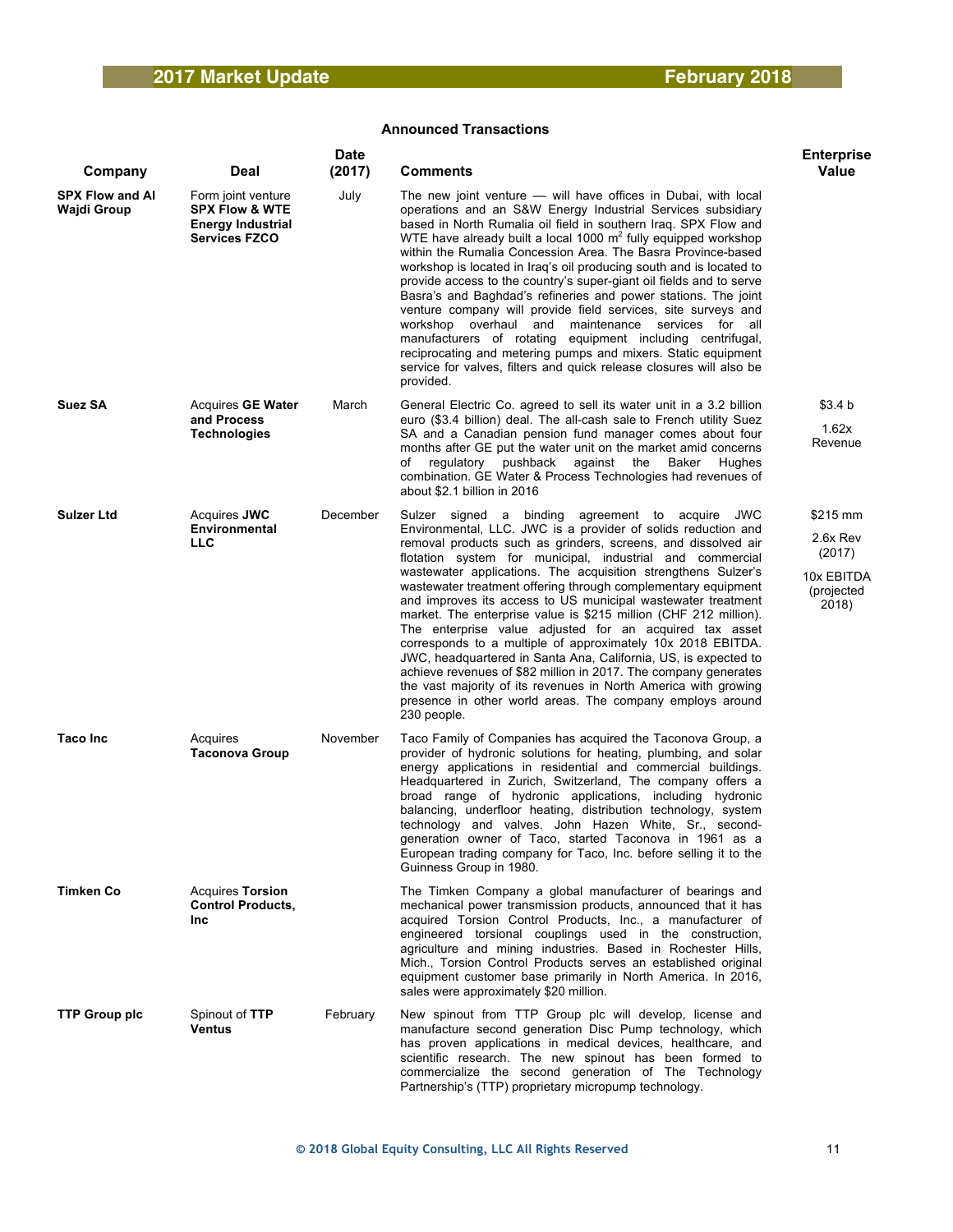### Announced Transactions

| Company | Deal | Date (2017) | Comments | Enterprise Value |
|---|---|---|---|---|
| **SPX Flow and Al Wajdi Group** | Form joint venture **SPX Flow & WTE Energy Industrial Services FZCO** | July | The new joint venture — will have offices in Dubai, with local operations and an S&W Energy Industrial Services subsidiary based in North Rumalia oil field in southern Iraq. SPX Flow and WTE have already built a local 1000 $m^2$ fully equipped workshop within the Rumalia Concession Area. The Basra Province-based workshop is located in Iraq's oil producing south and is located to provide access to the country's super-giant oil fields and to serve Basra's and Baghdad's refineries and power stations. The joint venture company will provide field services, site surveys and workshop overhaul and maintenance services for all manufacturers of rotating equipment including centrifugal, reciprocating and metering pumps and mixers. Static equipment service for valves, filters and quick release closures will also be provided. | |
| **Suez SA** | Acquires **GE Water and Process Technologies** | March | General Electric Co. agreed to sell its water unit in a 3.2 billion euro ($3.4 billion) deal. The all-cash sale to French utility Suez SA and a Canadian pension fund manager comes about four months after GE put the water unit on the market amid concerns of regulatory pushback against the Baker Hughes combination. GE Water & Process Technologies had revenues of about $2.1 billion in 2016 | $3.4 b<br>1.62x Revenue |
| **Sulzer Ltd** | Acquires **JWC Environmental LLC** | December | Sulzer signed a binding agreement to acquire JWC Environmental, LLC. JWC is a provider of solids reduction and removal products such as grinders, screens, and dissolved air flotation system for municipal, industrial and commercial wastewater applications. The acquisition strengthens Sulzer's wastewater treatment offering through complementary equipment and improves its access to US municipal wastewater treatment market. The enterprise value is $215 million (CHF 212 million). The enterprise value adjusted for an acquired tax asset corresponds to a multiple of approximately 10x 2018 EBITDA. JWC, headquartered in Santa Ana, California, US, is expected to achieve revenues of $82 million in 2017. The company generates the vast majority of its revenues in North America with growing presence in other world areas. The company employs around 230 people. | $215 mm<br>2.6x Rev (2017)<br>10x EBITDA (projected 2018) |
| **Taco Inc** | Acquires **Taconova Group** | November | Taco Family of Companies has acquired the Taconova Group, a provider of hydronic solutions for heating, plumbing, and solar energy applications in residential and commercial buildings. Headquartered in Zurich, Switzerland, The company offers a broad range of hydronic applications, including hydronic balancing, underfloor heating, distribution technology, system technology and valves. John Hazen White, Sr., second-generation owner of Taco, started Taconova in 1961 as a European trading company for Taco, Inc. before selling it to the Guinness Group in 1980. | |
| **Timken Co** | Acquires **Torsion Control Products, Inc** | | The Timken Company a global manufacturer of bearings and mechanical power transmission products, announced that it has acquired Torsion Control Products, Inc., a manufacturer of engineered torsional couplings used in the construction, agriculture and mining industries. Based in Rochester Hills, Mich., Torsion Control Products serves an established original equipment customer base primarily in North America. In 2016, sales were approximately $20 million. | |
| **TTP Group plc** | Spinout of **TTP Ventus** | February | New spinout from TTP Group plc will develop, license and manufacture second generation Disc Pump technology, which has proven applications in medical devices, healthcare, and scientific research. The new spinout has been formed to commercialize the second generation of The Technology Partnership's (TTP) proprietary micropump technology. | |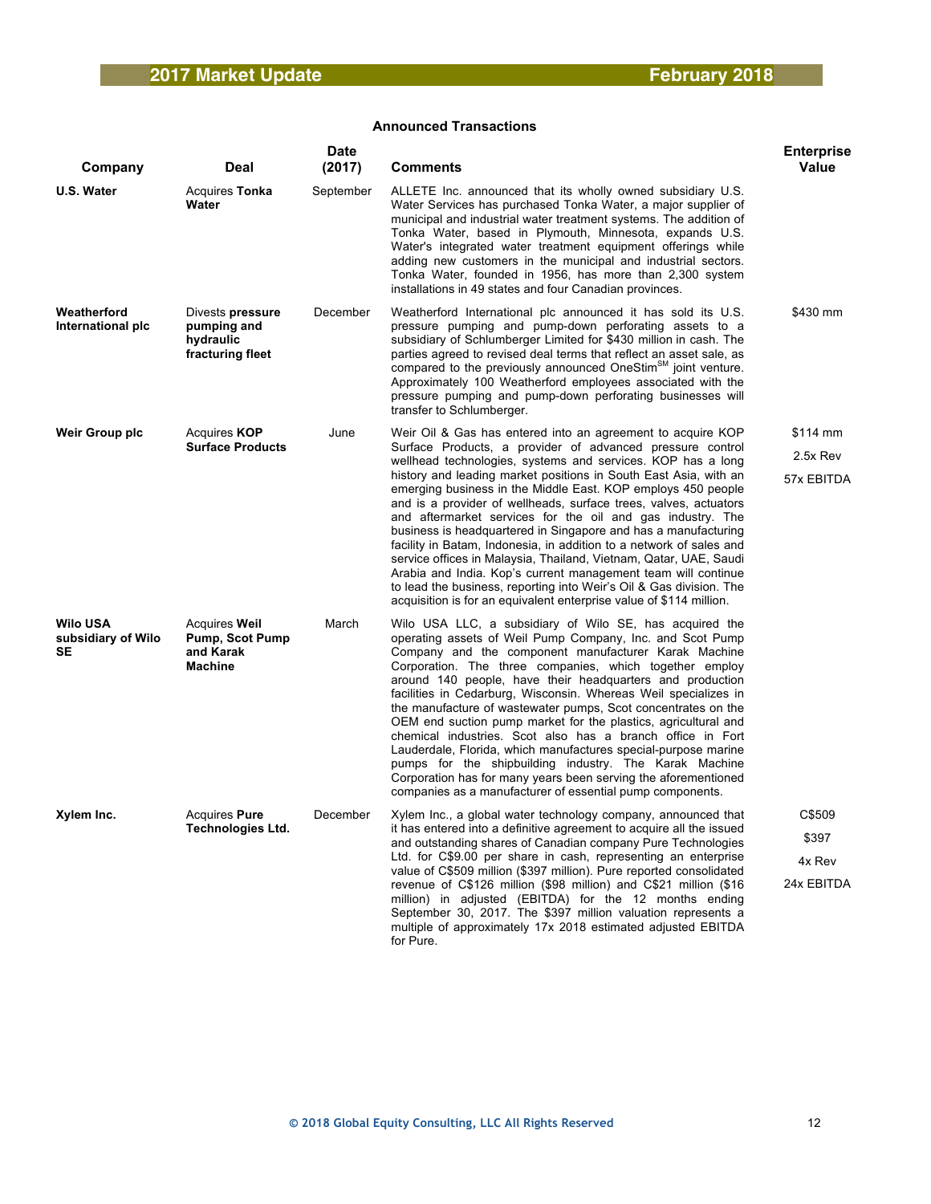## Announced Transactions

| Company | Deal | Date (2017) | Comments | Enterprise Value |
| --- | --- | --- | --- | --- |
| **U.S. Water** | Acquires **Tonka Water** | September | ALLETE Inc. announced that its wholly owned subsidiary U.S. Water Services has purchased Tonka Water, a major supplier of municipal and industrial water treatment systems. The addition of Tonka Water, based in Plymouth, Minnesota, expands U.S. Water's integrated water treatment equipment offerings while adding new customers in the municipal and industrial sectors. Tonka Water, founded in 1956, has more than 2,300 system installations in 49 states and four Canadian provinces. | |
| **Weatherford International plc** | Divests **pressure pumping and hydraulic fracturing fleet** | December | Weatherford International plc announced it has sold its U.S. pressure pumping and pump-down perforating assets to a subsidiary of Schlumberger Limited for $430 million in cash. The parties agreed to revised deal terms that reflect an asset sale, as compared to the previously announced OneStim[SM] joint venture. Approximately 100 Weatherford employees associated with the pressure pumping and pump-down perforating businesses will transfer to Schlumberger. | $430 mm |
| **Weir Group plc** | Acquires **KOP Surface Products** | June | Weir Oil & Gas has entered into an agreement to acquire KOP Surface Products, a provider of advanced pressure control wellhead technologies, systems and services. KOP has a long history and leading market positions in South East Asia, with an emerging business in the Middle East. KOP employs 450 people and is a provider of wellheads, surface trees, valves, actuators and aftermarket services for the oil and gas industry. The business is headquartered in Singapore and has a manufacturing facility in Batam, Indonesia, in addition to a network of sales and service offices in Malaysia, Thailand, Vietnam, Qatar, UAE, Saudi Arabia and India. Kop's current management team will continue to lead the business, reporting into Weir's Oil & Gas division. The acquisition is for an equivalent enterprise value of $114 million. | $114 mm<br>2.5x Rev<br>57x EBITDA |
| **Wilo USA subsidiary of Wilo SE** | Acquires **Weil Pump, Scot Pump and Karak Machine** | March | Wilo USA LLC, a subsidiary of Wilo SE, has acquired the operating assets of Weil Pump Company, Inc. and Scot Pump Company and the component manufacturer Karak Machine Corporation. The three companies, which together employ around 140 people, have their headquarters and production facilities in Cedarburg, Wisconsin. Whereas Weil specializes in the manufacture of wastewater pumps, Scot concentrates on the OEM end suction pump market for the plastics, agricultural and chemical industries. Scot also has a branch office in Fort Lauderdale, Florida, which manufactures special-purpose marine pumps for the shipbuilding industry. The Karak Machine Corporation has for many years been serving the aforementioned companies as a manufacturer of essential pump components. | |
| **Xylem Inc.** | Acquires **Pure Technologies Ltd.** | December | Xylem Inc., a global water technology company, announced that it has entered into a definitive agreement to acquire all the issued and outstanding shares of Canadian company Pure Technologies Ltd. for C$9.00 per share in cash, representing an enterprise value of C$509 million ($397 million). Pure reported consolidated revenue of C$126 million ($98 million) and C$21 million ($16 million) in adjusted (EBITDA) for the 12 months ending September 30, 2017. The $397 million valuation represents a multiple of approximately 17x 2018 estimated adjusted EBITDA for Pure. | C$509<br>$397<br>4x Rev<br>24x EBITDA |

© 2018 Global Equity Consulting, LLC All Rights Reserved